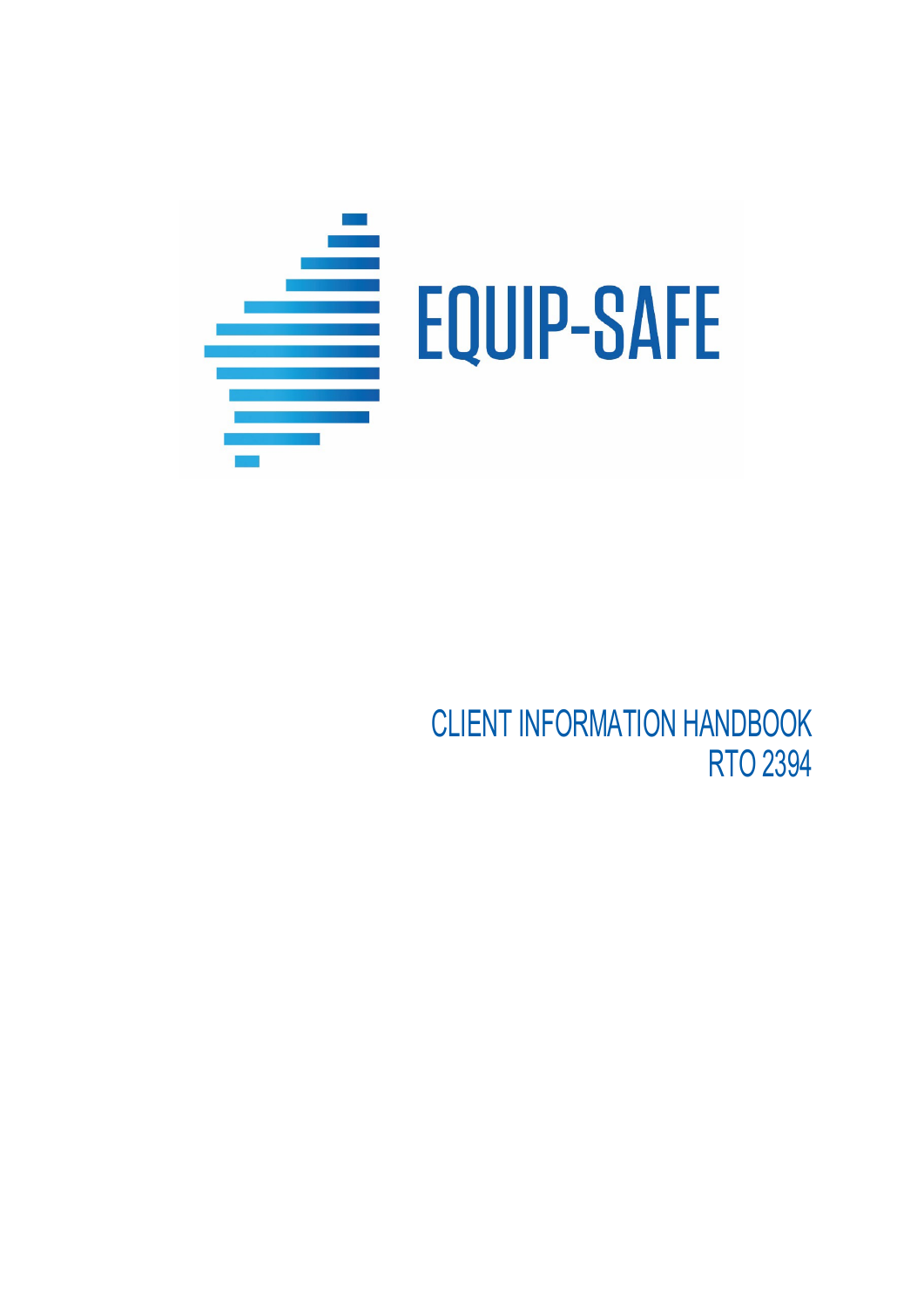# EQUIP-SAFE

CLIENT INFORMATION HANDBOOK
RTO 2394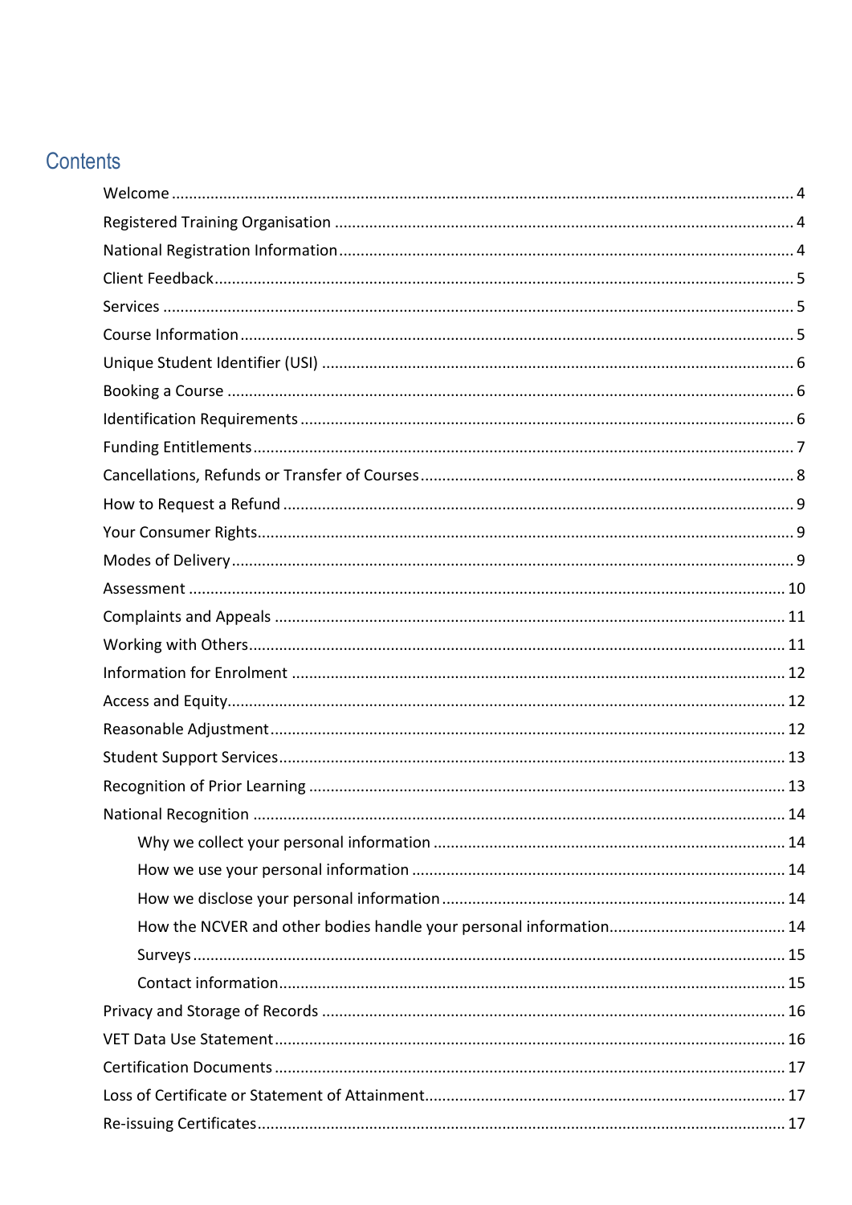# Contents

- Welcome ... 4
- Registered Training Organisation ... 4
- National Registration Information ... 4
- Client Feedback ... 5
- Services ... 5
- Course Information ... 5
- Unique Student Identifier (USI) ... 6
- Booking a Course ... 6
- Identification Requirements ... 6
- Funding Entitlements ... 7
- Cancellations, Refunds or Transfer of Courses ... 8
- How to Request a Refund ... 9
- Your Consumer Rights ... 9
- Modes of Delivery ... 9
- Assessment ... 10
- Complaints and Appeals ... 11
- Working with Others ... 11
- Information for Enrolment ... 12
- Access and Equity ... 12
- Reasonable Adjustment ... 12
- Student Support Services ... 13
- Recognition of Prior Learning ... 13
- National Recognition ... 14
    - Why we collect your personal information ... 14
    - How we use your personal information ... 14
    - How we disclose your personal information ... 14
    - How the NCVER and other bodies handle your personal information ... 14
    - Surveys ... 15
    - Contact information ... 15
- Privacy and Storage of Records ... 16
- VET Data Use Statement ... 16
- Certification Documents ... 17
- Loss of Certificate or Statement of Attainment ... 17
- Re-issuing Certificates ... 17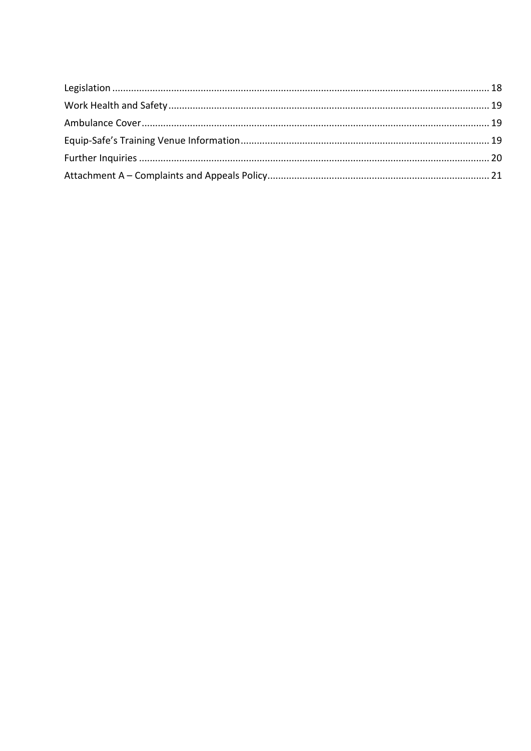Legislation ........................................................................................................................................ 18
Work Health and Safety ..................................................................................................................... 19
Ambulance Cover ............................................................................................................................... 19
Equip-Safe's Training Venue Information ........................................................................................... 19
Further Inquiries ................................................................................................................................ 20
Attachment A – Complaints and Appeals Policy ................................................................................. 21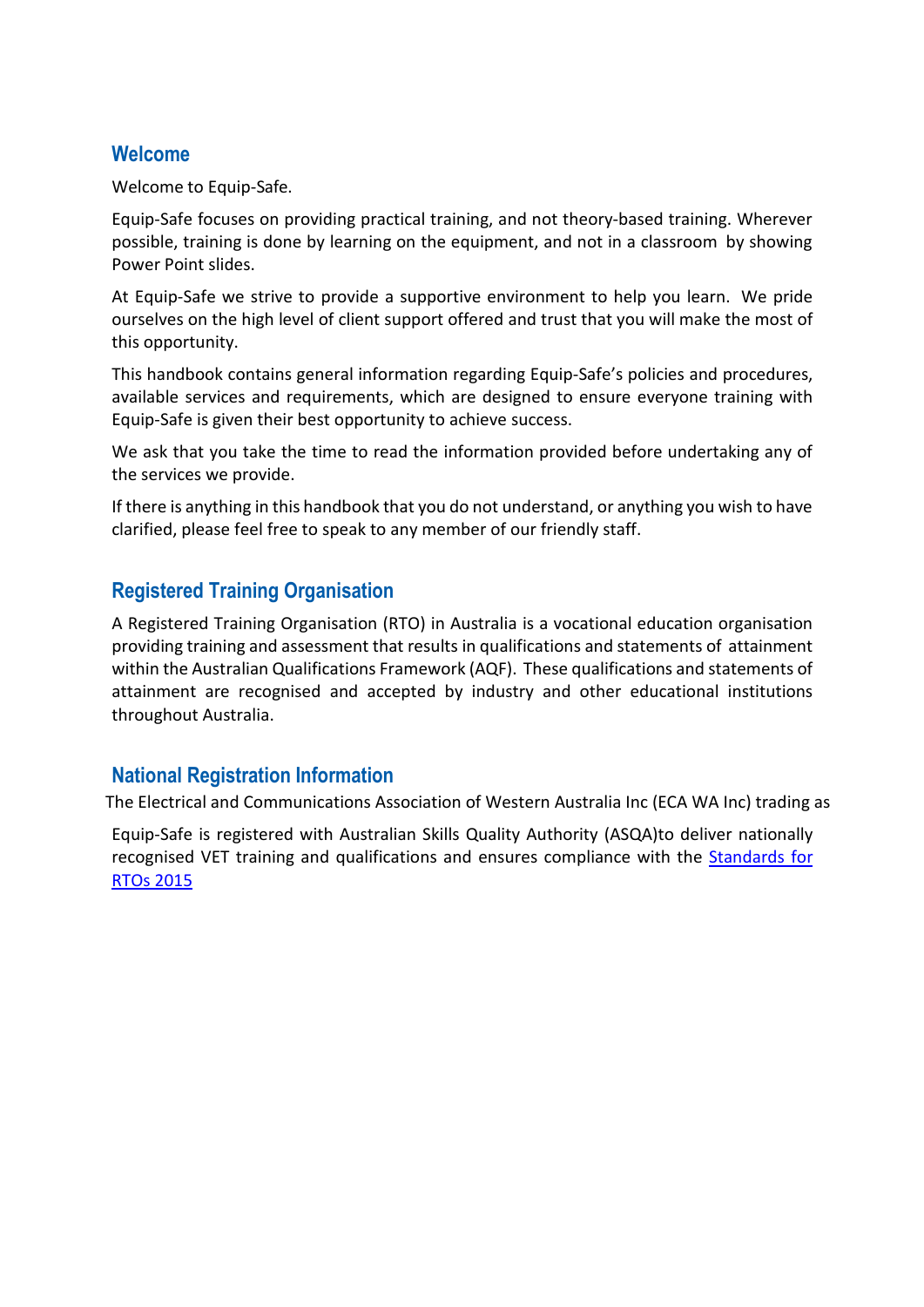## Welcome

Welcome to Equip-Safe.

Equip-Safe focuses on providing practical training, and not theory-based training. Wherever possible, training is done by learning on the equipment, and not in a classroom by showing Power Point slides.

At Equip-Safe we strive to provide a supportive environment to help you learn. We pride ourselves on the high level of client support offered and trust that you will make the most of this opportunity.

This handbook contains general information regarding Equip-Safe's policies and procedures, available services and requirements, which are designed to ensure everyone training with Equip-Safe is given their best opportunity to achieve success.

We ask that you take the time to read the information provided before undertaking any of the services we provide.

If there is anything in this handbook that you do not understand, or anything you wish to have clarified, please feel free to speak to any member of our friendly staff.

## Registered Training Organisation

A Registered Training Organisation (RTO) in Australia is a vocational education organisation providing training and assessment that results in qualifications and statements of attainment within the Australian Qualifications Framework (AQF). These qualifications and statements of attainment are recognised and accepted by industry and other educational institutions throughout Australia.

## National Registration Information

The Electrical and Communications Association of Western Australia Inc (ECA WA Inc) trading as

Equip-Safe is registered with Australian Skills Quality Authority (ASQA)to deliver nationally recognised VET training and qualifications and ensures compliance with the Standards for RTOs 2015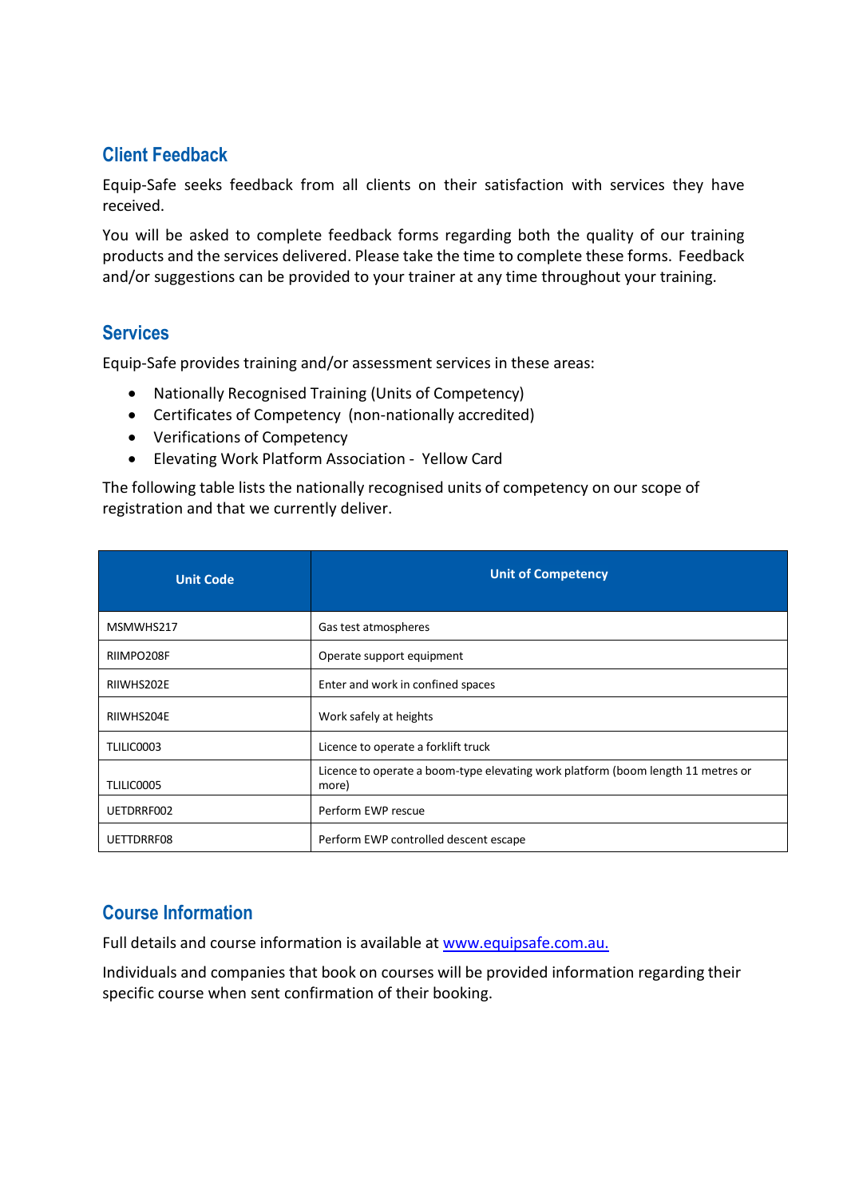## Client Feedback

Equip-Safe seeks feedback from all clients on their satisfaction with services they have received.

You will be asked to complete feedback forms regarding both the quality of our training products and the services delivered. Please take the time to complete these forms. Feedback and/or suggestions can be provided to your trainer at any time throughout your training.

## Services

Equip-Safe provides training and/or assessment services in these areas:

- Nationally Recognised Training (Units of Competency)
- Certificates of Competency (non-nationally accredited)
- Verifications of Competency
- Elevating Work Platform Association - Yellow Card

The following table lists the nationally recognised units of competency on our scope of registration and that we currently deliver.

| Unit Code | Unit of Competency |
|---|---|
| MSMWHS217 | Gas test atmospheres |
| RIIMPO208F | Operate support equipment |
| RIIWHS202E | Enter and work in confined spaces |
| RIIWHS204E | Work safely at heights |
| TLILIC0003 | Licence to operate a forklift truck |
| TLILIC0005 | Licence to operate a boom-type elevating work platform (boom length 11 metres or more) |
| UETDRRF002 | Perform EWP rescue |
| UETTDRRF08 | Perform EWP controlled descent escape |

## Course Information

Full details and course information is available at [www.equipsafe.com.au.](http://www.equipsafe.com.au)

Individuals and companies that book on courses will be provided information regarding their specific course when sent confirmation of their booking.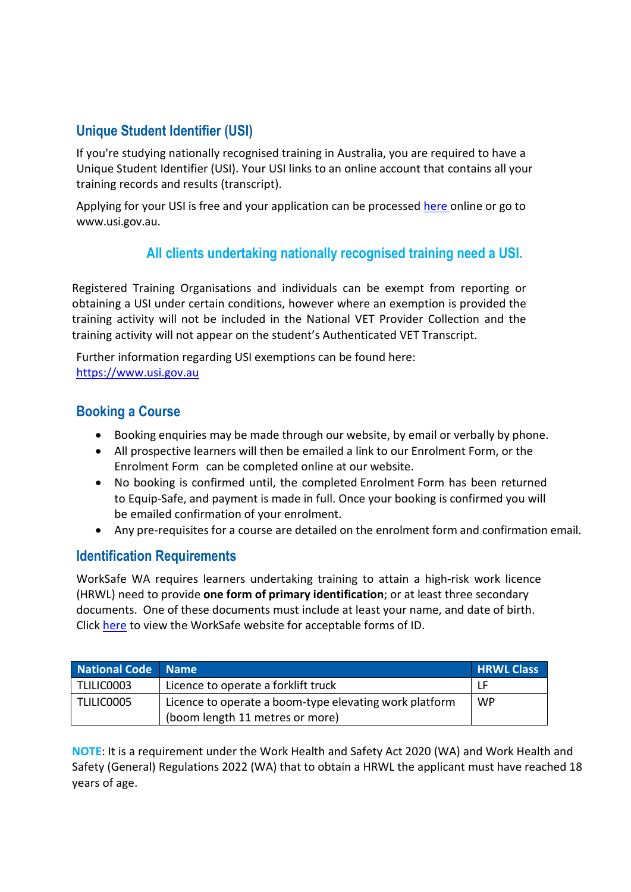## Unique Student Identifier (USI)

If you're studying nationally recognised training in Australia, you are required to have a Unique Student Identifier (USI). Your USI links to an online account that contains all your training records and results (transcript).

Applying for your USI is free and your application can be processed [here](#) online or go to www.usi.gov.au.

### All clients undertaking nationally recognised training need a USI.

Registered Training Organisations and individuals can be exempt from reporting or obtaining a USI under certain conditions, however where an exemption is provided the training activity will not be included in the National VET Provider Collection and the training activity will not appear on the student's Authenticated VET Transcript.

Further information regarding USI exemptions can be found here: [https://www.usi.gov.au](https://www.usi.gov.au)

## Booking a Course

- Booking enquiries may be made through our website, by email or verbally by phone.
- All prospective learners will then be emailed a link to our Enrolment Form, or the Enrolment Form can be completed online at our website.
- No booking is confirmed until, the completed Enrolment Form has been returned to Equip-Safe, and payment is made in full. Once your booking is confirmed you will be emailed confirmation of your enrolment.
- Any pre-requisites for a course are detailed on the enrolment form and confirmation email.

## Identification Requirements

WorkSafe WA requires learners undertaking training to attain a high-risk work licence (HRWL) need to provide **one form of primary identification**; or at least three secondary documents. One of these documents must include at least your name, and date of birth. Click [here](#) to view the WorkSafe website for acceptable forms of ID.

| National Code | Name | HRWL Class |
|---|---|---|
| TLILIC0003 | Licence to operate a forklift truck | LF |
| TLILIC0005 | Licence to operate a boom-type elevating work platform (boom length 11 metres or more) | WP |

**NOTE**: It is a requirement under the Work Health and Safety Act 2020 (WA) and Work Health and Safety (General) Regulations 2022 (WA) that to obtain a HRWL the applicant must have reached 18 years of age.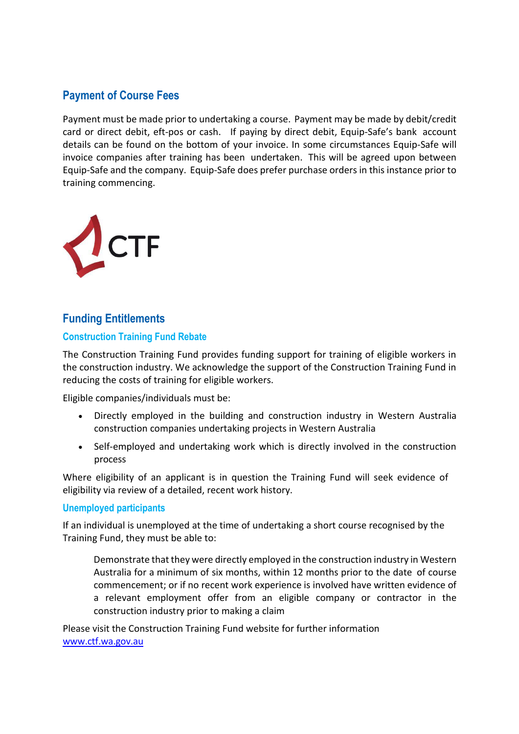## Payment of Course Fees

Payment must be made prior to undertaking a course. Payment may be made by debit/credit card or direct debit, eft-pos or cash. If paying by direct debit, Equip-Safe's bank account details can be found on the bottom of your invoice. In some circumstances Equip-Safe will invoice companies after training has been undertaken. This will be agreed upon between Equip-Safe and the company. Equip-Safe does prefer purchase orders in this instance prior to training commencing.

CTF

## Funding Entitlements

### Construction Training Fund Rebate

The Construction Training Fund provides funding support for training of eligible workers in the construction industry. We acknowledge the support of the Construction Training Fund in reducing the costs of training for eligible workers.

Eligible companies/individuals must be:

- Directly employed in the building and construction industry in Western Australia construction companies undertaking projects in Western Australia
- Self-employed and undertaking work which is directly involved in the construction process

Where eligibility of an applicant is in question the Training Fund will seek evidence of eligibility via review of a detailed, recent work history.

### Unemployed participants

If an individual is unemployed at the time of undertaking a short course recognised by the Training Fund, they must be able to:

> Demonstrate that they were directly employed in the construction industry in Western Australia for a minimum of six months, within 12 months prior to the date of course commencement; or if no recent work experience is involved have written evidence of a relevant employment offer from an eligible company or contractor in the construction industry prior to making a claim

Please visit the Construction Training Fund website for further information
www.ctf.wa.gov.au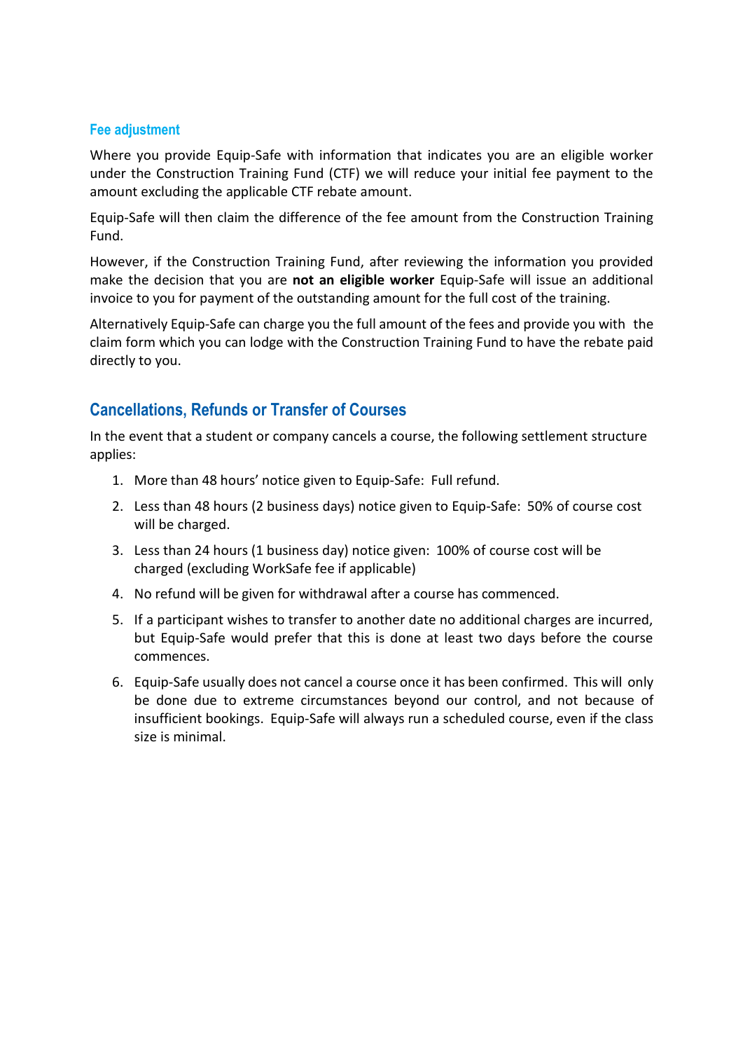### Fee adjustment

Where you provide Equip-Safe with information that indicates you are an eligible worker under the Construction Training Fund (CTF) we will reduce your initial fee payment to the amount excluding the applicable CTF rebate amount.

Equip-Safe will then claim the difference of the fee amount from the Construction Training Fund.

However, if the Construction Training Fund, after reviewing the information you provided make the decision that you are **not an eligible worker** Equip-Safe will issue an additional invoice to you for payment of the outstanding amount for the full cost of the training.

Alternatively Equip-Safe can charge you the full amount of the fees and provide you with the claim form which you can lodge with the Construction Training Fund to have the rebate paid directly to you.

## Cancellations, Refunds or Transfer of Courses

In the event that a student or company cancels a course, the following settlement structure applies:

1. More than 48 hours' notice given to Equip-Safe: Full refund.
2. Less than 48 hours (2 business days) notice given to Equip-Safe: 50% of course cost will be charged.
3. Less than 24 hours (1 business day) notice given: 100% of course cost will be charged (excluding WorkSafe fee if applicable)
4. No refund will be given for withdrawal after a course has commenced.
5. If a participant wishes to transfer to another date no additional charges are incurred, but Equip-Safe would prefer that this is done at least two days before the course commences.
6. Equip-Safe usually does not cancel a course once it has been confirmed. This will only be done due to extreme circumstances beyond our control, and not because of insufficient bookings. Equip-Safe will always run a scheduled course, even if the class size is minimal.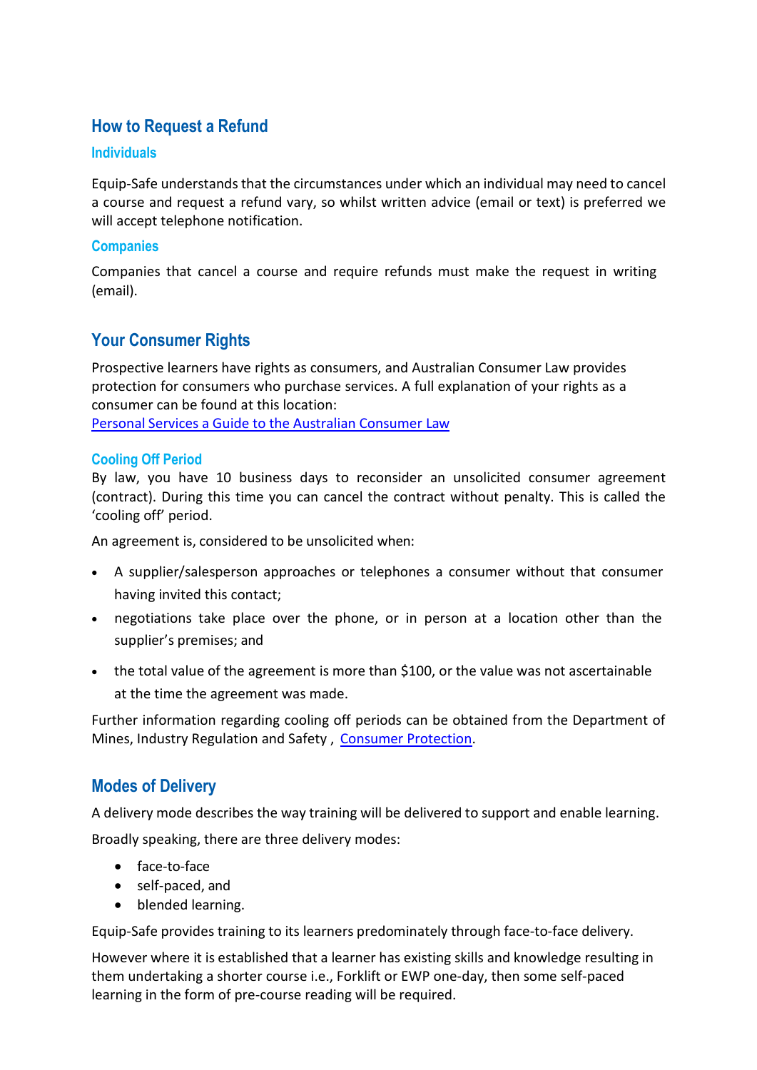## How to Request a Refund

### Individuals

Equip-Safe understands that the circumstances under which an individual may need to cancel a course and request a refund vary, so whilst written advice (email or text) is preferred we will accept telephone notification.

### Companies

Companies that cancel a course and require refunds must make the request in writing (email).

## Your Consumer Rights

Prospective learners have rights as consumers, and Australian Consumer Law provides protection for consumers who purchase services. A full explanation of your rights as a consumer can be found at this location:
[Personal Services a Guide to the Australian Consumer Law]()

### Cooling Off Period

By law, you have 10 business days to reconsider an unsolicited consumer agreement (contract). During this time you can cancel the contract without penalty. This is called the 'cooling off' period.

An agreement is, considered to be unsolicited when:

- A supplier/salesperson approaches or telephones a consumer without that consumer having invited this contact;
- negotiations take place over the phone, or in person at a location other than the supplier's premises; and
- the total value of the agreement is more than $100, or the value was not ascertainable at the time the agreement was made.

Further information regarding cooling off periods can be obtained from the Department of Mines, Industry Regulation and Safety , [Consumer Protection]().

## Modes of Delivery

A delivery mode describes the way training will be delivered to support and enable learning.

Broadly speaking, there are three delivery modes:

- face-to-face
- self-paced, and
- blended learning.

Equip-Safe provides training to its learners predominately through face-to-face delivery.

However where it is established that a learner has existing skills and knowledge resulting in them undertaking a shorter course i.e., Forklift or EWP one-day, then some self-paced learning in the form of pre-course reading will be required.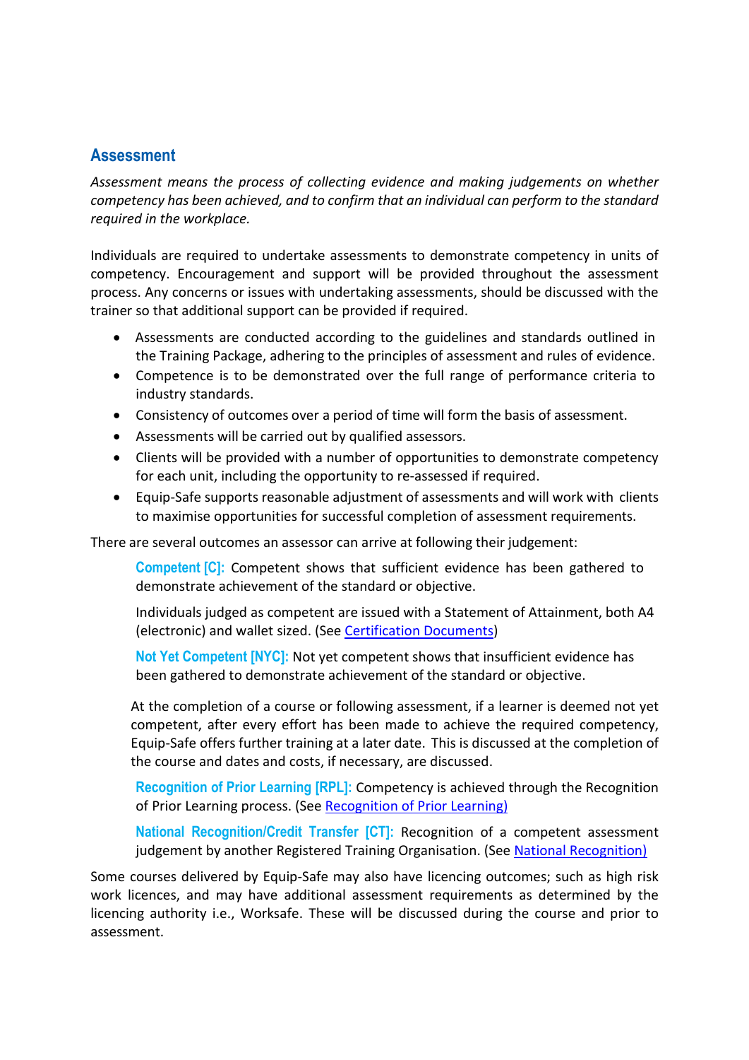## Assessment

*Assessment means the process of collecting evidence and making judgements on whether competency has been achieved, and to confirm that an individual can perform to the standard required in the workplace.*

Individuals are required to undertake assessments to demonstrate competency in units of competency. Encouragement and support will be provided throughout the assessment process. Any concerns or issues with undertaking assessments, should be discussed with the trainer so that additional support can be provided if required.

- Assessments are conducted according to the guidelines and standards outlined in the Training Package, adhering to the principles of assessment and rules of evidence.
- Competence is to be demonstrated over the full range of performance criteria to industry standards.
- Consistency of outcomes over a period of time will form the basis of assessment.
- Assessments will be carried out by qualified assessors.
- Clients will be provided with a number of opportunities to demonstrate competency for each unit, including the opportunity to re-assessed if required.
- Equip-Safe supports reasonable adjustment of assessments and will work with clients to maximise opportunities for successful completion of assessment requirements.

There are several outcomes an assessor can arrive at following their judgement:

**Competent [C]:** Competent shows that sufficient evidence has been gathered to demonstrate achievement of the standard or objective.

Individuals judged as competent are issued with a Statement of Attainment, both A4 (electronic) and wallet sized. (See Certification Documents)

**Not Yet Competent [NYC]:** Not yet competent shows that insufficient evidence has been gathered to demonstrate achievement of the standard or objective.

At the completion of a course or following assessment, if a learner is deemed not yet competent, after every effort has been made to achieve the required competency, Equip-Safe offers further training at a later date. This is discussed at the completion of the course and dates and costs, if necessary, are discussed.

**Recognition of Prior Learning [RPL]:** Competency is achieved through the Recognition of Prior Learning process. (See Recognition of Prior Learning)

**National Recognition/Credit Transfer [CT]:** Recognition of a competent assessment judgement by another Registered Training Organisation. (See National Recognition)

Some courses delivered by Equip-Safe may also have licencing outcomes; such as high risk work licences, and may have additional assessment requirements as determined by the licencing authority i.e., Worksafe. These will be discussed during the course and prior to assessment.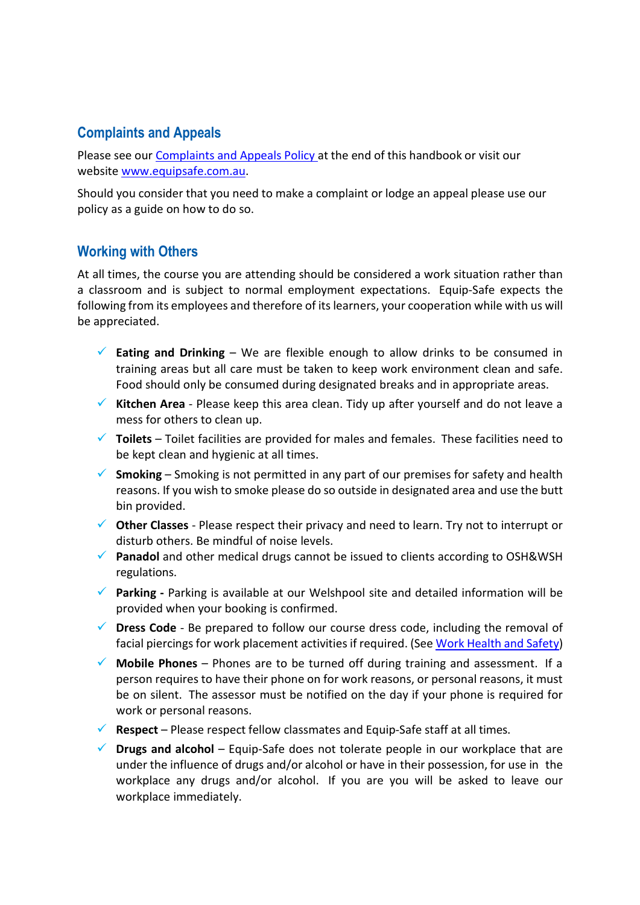## Complaints and Appeals

Please see our [Complaints and Appeals Policy](#) at the end of this handbook or visit our website [www.equipsafe.com.au](http://www.equipsafe.com.au).

Should you consider that you need to make a complaint or lodge an appeal please use our policy as a guide on how to do so.

## Working with Others

At all times, the course you are attending should be considered a work situation rather than a classroom and is subject to normal employment expectations. Equip-Safe expects the following from its employees and therefore of its learners, your cooperation while with us will be appreciated.

- ✓ **Eating and Drinking** – We are flexible enough to allow drinks to be consumed in training areas but all care must be taken to keep work environment clean and safe. Food should only be consumed during designated breaks and in appropriate areas.
- ✓ **Kitchen Area** - Please keep this area clean. Tidy up after yourself and do not leave a mess for others to clean up.
- ✓ **Toilets** – Toilet facilities are provided for males and females. These facilities need to be kept clean and hygienic at all times.
- ✓ **Smoking** – Smoking is not permitted in any part of our premises for safety and health reasons. If you wish to smoke please do so outside in designated area and use the butt bin provided.
- ✓ **Other Classes** - Please respect their privacy and need to learn. Try not to interrupt or disturb others. Be mindful of noise levels.
- ✓ **Panadol** and other medical drugs cannot be issued to clients according to OSH&WSH regulations.
- ✓ **Parking -** Parking is available at our Welshpool site and detailed information will be provided when your booking is confirmed.
- ✓ **Dress Code** - Be prepared to follow our course dress code, including the removal of facial piercings for work placement activities if required. (See [Work Health and Safety](#))
- ✓ **Mobile Phones** – Phones are to be turned off during training and assessment. If a person requires to have their phone on for work reasons, or personal reasons, it must be on silent. The assessor must be notified on the day if your phone is required for work or personal reasons.
- ✓ **Respect** – Please respect fellow classmates and Equip-Safe staff at all times.
- ✓ **Drugs and alcohol** – Equip-Safe does not tolerate people in our workplace that are under the influence of drugs and/or alcohol or have in their possession, for use in the workplace any drugs and/or alcohol. If you are you will be asked to leave our workplace immediately.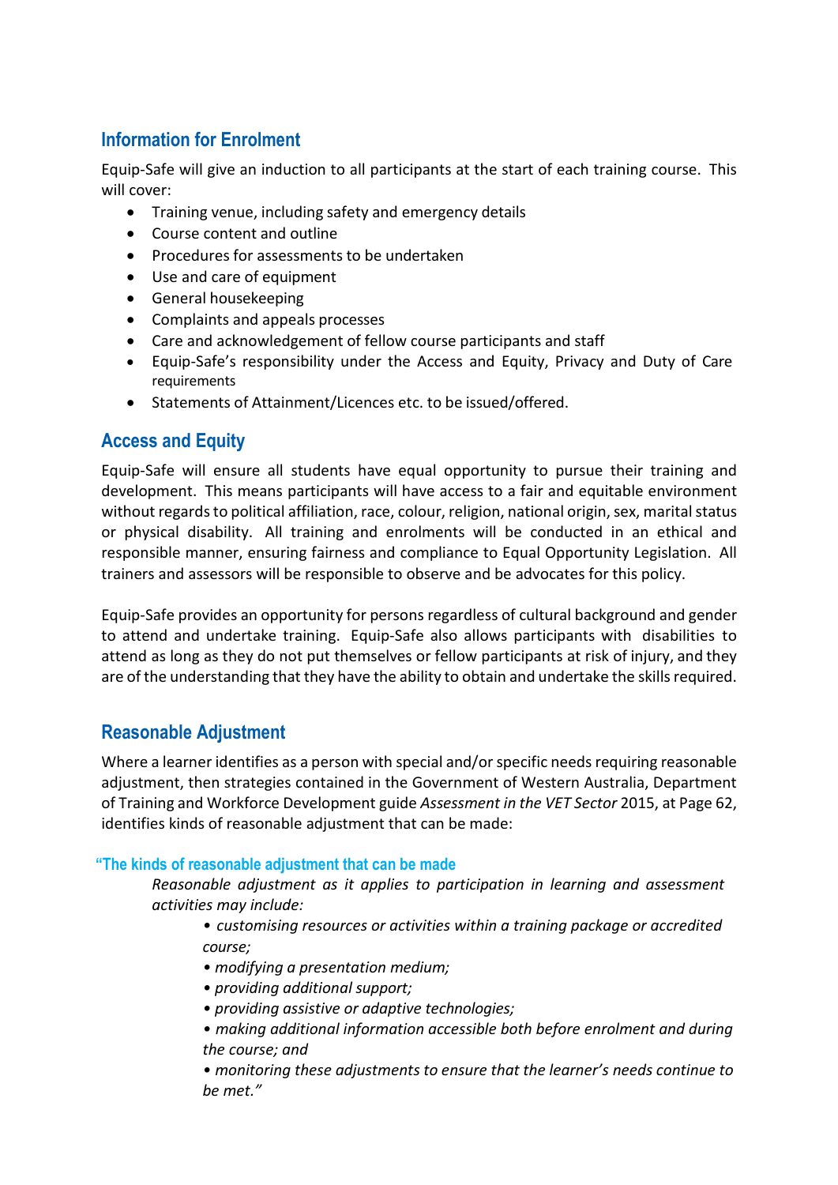## Information for Enrolment

Equip-Safe will give an induction to all participants at the start of each training course. This will cover:

- Training venue, including safety and emergency details
- Course content and outline
- Procedures for assessments to be undertaken
- Use and care of equipment
- General housekeeping
- Complaints and appeals processes
- Care and acknowledgement of fellow course participants and staff
- Equip-Safe's responsibility under the Access and Equity, Privacy and Duty of Care requirements
- Statements of Attainment/Licences etc. to be issued/offered.

## Access and Equity

Equip-Safe will ensure all students have equal opportunity to pursue their training and development. This means participants will have access to a fair and equitable environment without regards to political affiliation, race, colour, religion, national origin, sex, marital status or physical disability. All training and enrolments will be conducted in an ethical and responsible manner, ensuring fairness and compliance to Equal Opportunity Legislation. All trainers and assessors will be responsible to observe and be advocates for this policy.

Equip-Safe provides an opportunity for persons regardless of cultural background and gender to attend and undertake training. Equip-Safe also allows participants with disabilities to attend as long as they do not put themselves or fellow participants at risk of injury, and they are of the understanding that they have the ability to obtain and undertake the skills required.

## Reasonable Adjustment

Where a learner identifies as a person with special and/or specific needs requiring reasonable adjustment, then strategies contained in the Government of Western Australia, Department of Training and Workforce Development guide *Assessment in the VET Sector* 2015, at Page 62, identifies kinds of reasonable adjustment that can be made:

### "The kinds of reasonable adjustment that can be made

*Reasonable adjustment as it applies to participation in learning and assessment activities may include:*

- *customising resources or activities within a training package or accredited course;*
- *modifying a presentation medium;*
- *providing additional support;*
- *providing assistive or adaptive technologies;*
- *making additional information accessible both before enrolment and during the course; and*
- *monitoring these adjustments to ensure that the learner's needs continue to be met."*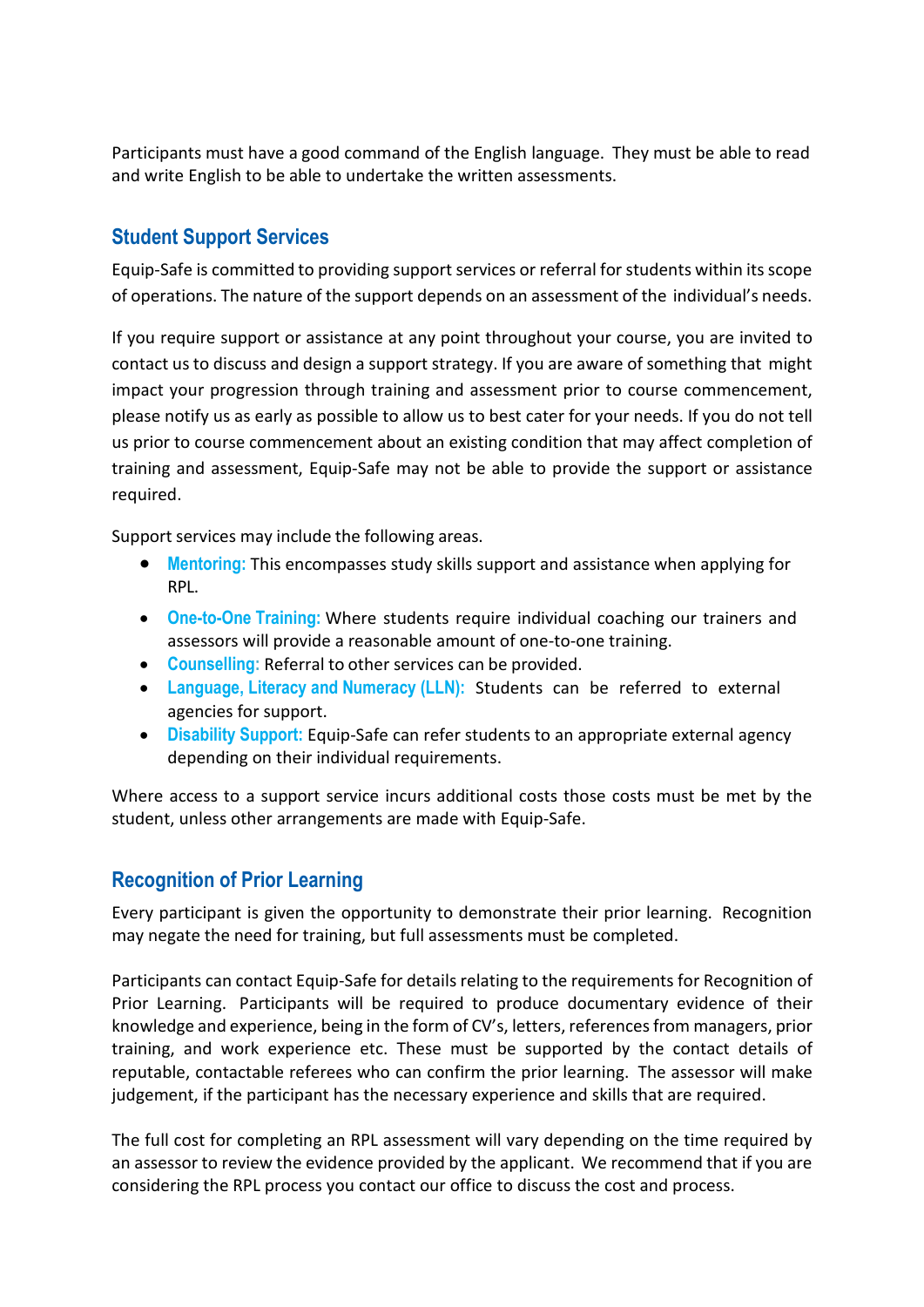Participants must have a good command of the English language. They must be able to read and write English to be able to undertake the written assessments.

## Student Support Services

Equip-Safe is committed to providing support services or referral for students within its scope of operations. The nature of the support depends on an assessment of the individual's needs.

If you require support or assistance at any point throughout your course, you are invited to contact us to discuss and design a support strategy. If you are aware of something that might impact your progression through training and assessment prior to course commencement, please notify us as early as possible to allow us to best cater for your needs. If you do not tell us prior to course commencement about an existing condition that may affect completion of training and assessment, Equip-Safe may not be able to provide the support or assistance required.

Support services may include the following areas.

- **Mentoring:** This encompasses study skills support and assistance when applying for RPL.
- **One-to-One Training:** Where students require individual coaching our trainers and assessors will provide a reasonable amount of one-to-one training.
- **Counselling:** Referral to other services can be provided.
- **Language, Literacy and Numeracy (LLN):** Students can be referred to external agencies for support.
- **Disability Support:** Equip-Safe can refer students to an appropriate external agency depending on their individual requirements.

Where access to a support service incurs additional costs those costs must be met by the student, unless other arrangements are made with Equip-Safe.

## Recognition of Prior Learning

Every participant is given the opportunity to demonstrate their prior learning. Recognition may negate the need for training, but full assessments must be completed.

Participants can contact Equip-Safe for details relating to the requirements for Recognition of Prior Learning. Participants will be required to produce documentary evidence of their knowledge and experience, being in the form of CV's, letters, references from managers, prior training, and work experience etc. These must be supported by the contact details of reputable, contactable referees who can confirm the prior learning. The assessor will make judgement, if the participant has the necessary experience and skills that are required.

The full cost for completing an RPL assessment will vary depending on the time required by an assessor to review the evidence provided by the applicant. We recommend that if you are considering the RPL process you contact our office to discuss the cost and process.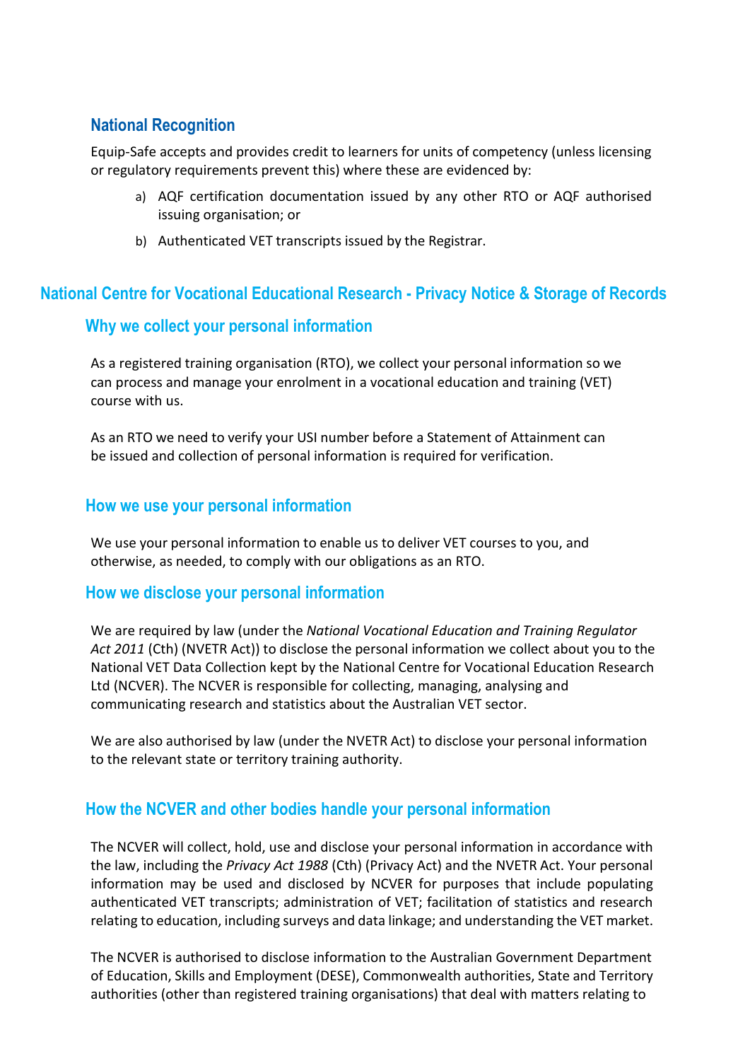## National Recognition

Equip-Safe accepts and provides credit to learners for units of competency (unless licensing or regulatory requirements prevent this) where these are evidenced by:

a) AQF certification documentation issued by any other RTO or AQF authorised issuing organisation; or

b) Authenticated VET transcripts issued by the Registrar.

# National Centre for Vocational Educational Research - Privacy Notice & Storage of Records

## Why we collect your personal information

As a registered training organisation (RTO), we collect your personal information so we can process and manage your enrolment in a vocational education and training (VET) course with us.

As an RTO we need to verify your USI number before a Statement of Attainment can be issued and collection of personal information is required for verification.

## How we use your personal information

We use your personal information to enable us to deliver VET courses to you, and otherwise, as needed, to comply with our obligations as an RTO.

## How we disclose your personal information

We are required by law (under the *National Vocational Education and Training Regulator Act 2011* (Cth) (NVETR Act)) to disclose the personal information we collect about you to the National VET Data Collection kept by the National Centre for Vocational Education Research Ltd (NCVER). The NCVER is responsible for collecting, managing, analysing and communicating research and statistics about the Australian VET sector.

We are also authorised by law (under the NVETR Act) to disclose your personal information to the relevant state or territory training authority.

## How the NCVER and other bodies handle your personal information

The NCVER will collect, hold, use and disclose your personal information in accordance with the law, including the *Privacy Act 1988* (Cth) (Privacy Act) and the NVETR Act. Your personal information may be used and disclosed by NCVER for purposes that include populating authenticated VET transcripts; administration of VET; facilitation of statistics and research relating to education, including surveys and data linkage; and understanding the VET market.

The NCVER is authorised to disclose information to the Australian Government Department of Education, Skills and Employment (DESE), Commonwealth authorities, State and Territory authorities (other than registered training organisations) that deal with matters relating to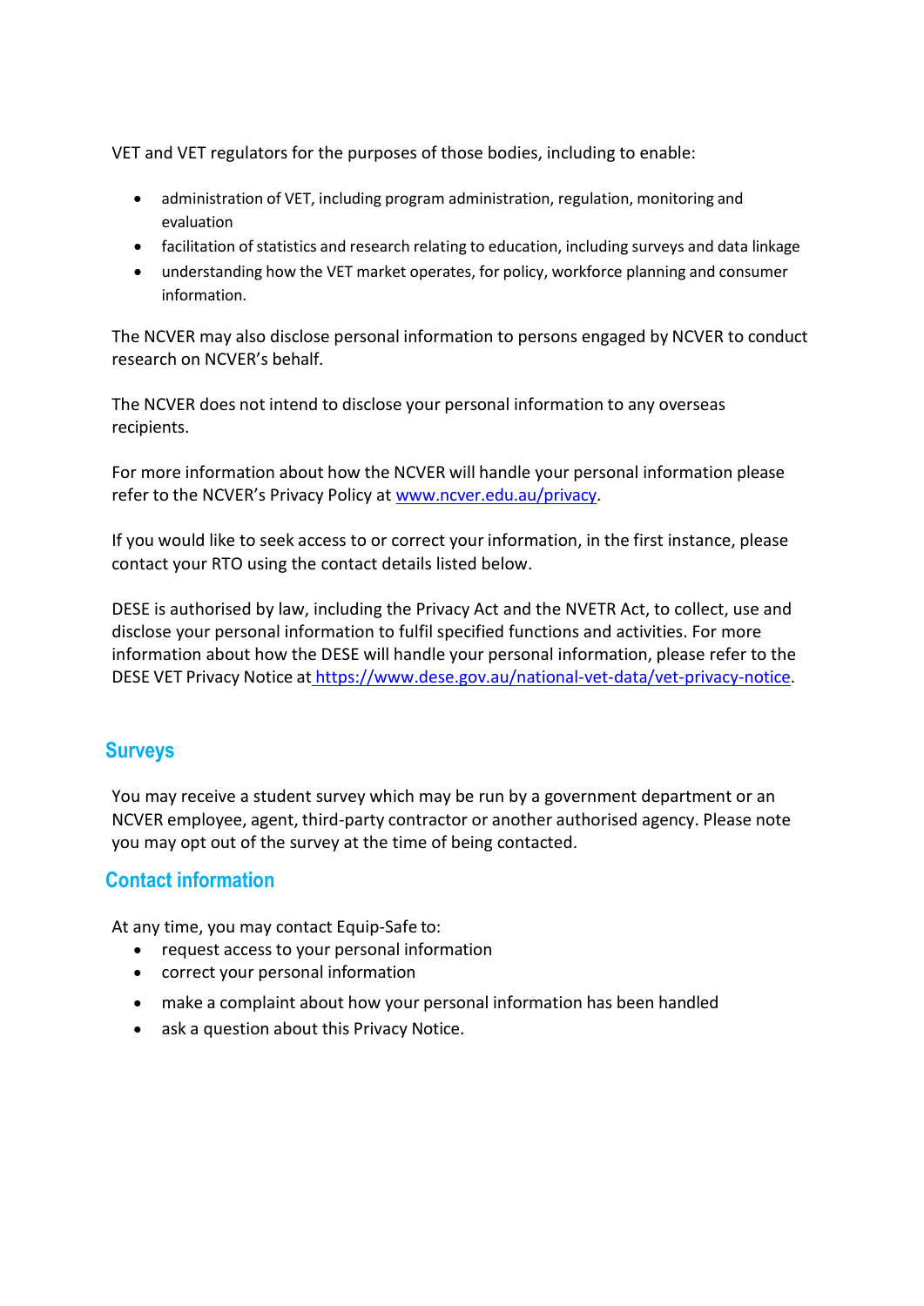VET and VET regulators for the purposes of those bodies, including to enable:

- administration of VET, including program administration, regulation, monitoring and evaluation
- facilitation of statistics and research relating to education, including surveys and data linkage
- understanding how the VET market operates, for policy, workforce planning and consumer information.

The NCVER may also disclose personal information to persons engaged by NCVER to conduct research on NCVER's behalf.

The NCVER does not intend to disclose your personal information to any overseas recipients.

For more information about how the NCVER will handle your personal information please refer to the NCVER's Privacy Policy at [www.ncver.edu.au/privacy](www.ncver.edu.au/privacy).

If you would like to seek access to or correct your information, in the first instance, please contact your RTO using the contact details listed below.

DESE is authorised by law, including the Privacy Act and the NVETR Act, to collect, use and disclose your personal information to fulfil specified functions and activities. For more information about how the DESE will handle your personal information, please refer to the DESE VET Privacy Notice at [https://www.dese.gov.au/national-vet-data/vet-privacy-notice](https://www.dese.gov.au/national-vet-data/vet-privacy-notice).

## Surveys

You may receive a student survey which may be run by a government department or an NCVER employee, agent, third-party contractor or another authorised agency. Please note you may opt out of the survey at the time of being contacted.

## Contact information

At any time, you may contact Equip-Safe to:

- request access to your personal information
- correct your personal information
- make a complaint about how your personal information has been handled
- ask a question about this Privacy Notice.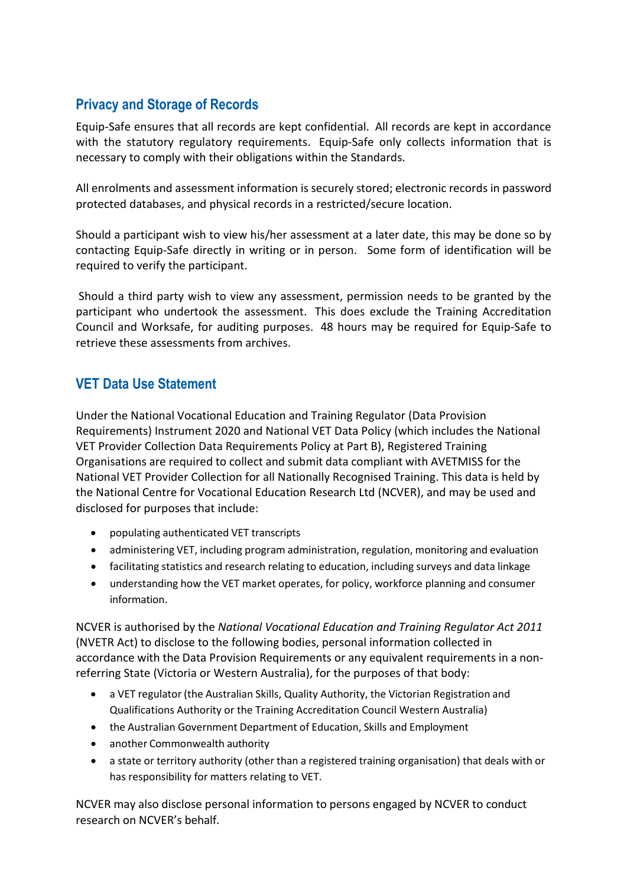## Privacy and Storage of Records

Equip-Safe ensures that all records are kept confidential. All records are kept in accordance with the statutory regulatory requirements. Equip-Safe only collects information that is necessary to comply with their obligations within the Standards.

All enrolments and assessment information is securely stored; electronic records in password protected databases, and physical records in a restricted/secure location.

Should a participant wish to view his/her assessment at a later date, this may be done so by contacting Equip-Safe directly in writing or in person. Some form of identification will be required to verify the participant.

Should a third party wish to view any assessment, permission needs to be granted by the participant who undertook the assessment. This does exclude the Training Accreditation Council and Worksafe, for auditing purposes. 48 hours may be required for Equip-Safe to retrieve these assessments from archives.

## VET Data Use Statement

Under the National Vocational Education and Training Regulator (Data Provision Requirements) Instrument 2020 and National VET Data Policy (which includes the National VET Provider Collection Data Requirements Policy at Part B), Registered Training Organisations are required to collect and submit data compliant with AVETMISS for the National VET Provider Collection for all Nationally Recognised Training. This data is held by the National Centre for Vocational Education Research Ltd (NCVER), and may be used and disclosed for purposes that include:

- populating authenticated VET transcripts
- administering VET, including program administration, regulation, monitoring and evaluation
- facilitating statistics and research relating to education, including surveys and data linkage
- understanding how the VET market operates, for policy, workforce planning and consumer information.

NCVER is authorised by the *National Vocational Education and Training Regulator Act 2011* (NVETR Act) to disclose to the following bodies, personal information collected in accordance with the Data Provision Requirements or any equivalent requirements in a non-referring State (Victoria or Western Australia), for the purposes of that body:

- a VET regulator (the Australian Skills, Quality Authority, the Victorian Registration and Qualifications Authority or the Training Accreditation Council Western Australia)
- the Australian Government Department of Education, Skills and Employment
- another Commonwealth authority
- a state or territory authority (other than a registered training organisation) that deals with or has responsibility for matters relating to VET.

NCVER may also disclose personal information to persons engaged by NCVER to conduct research on NCVER's behalf.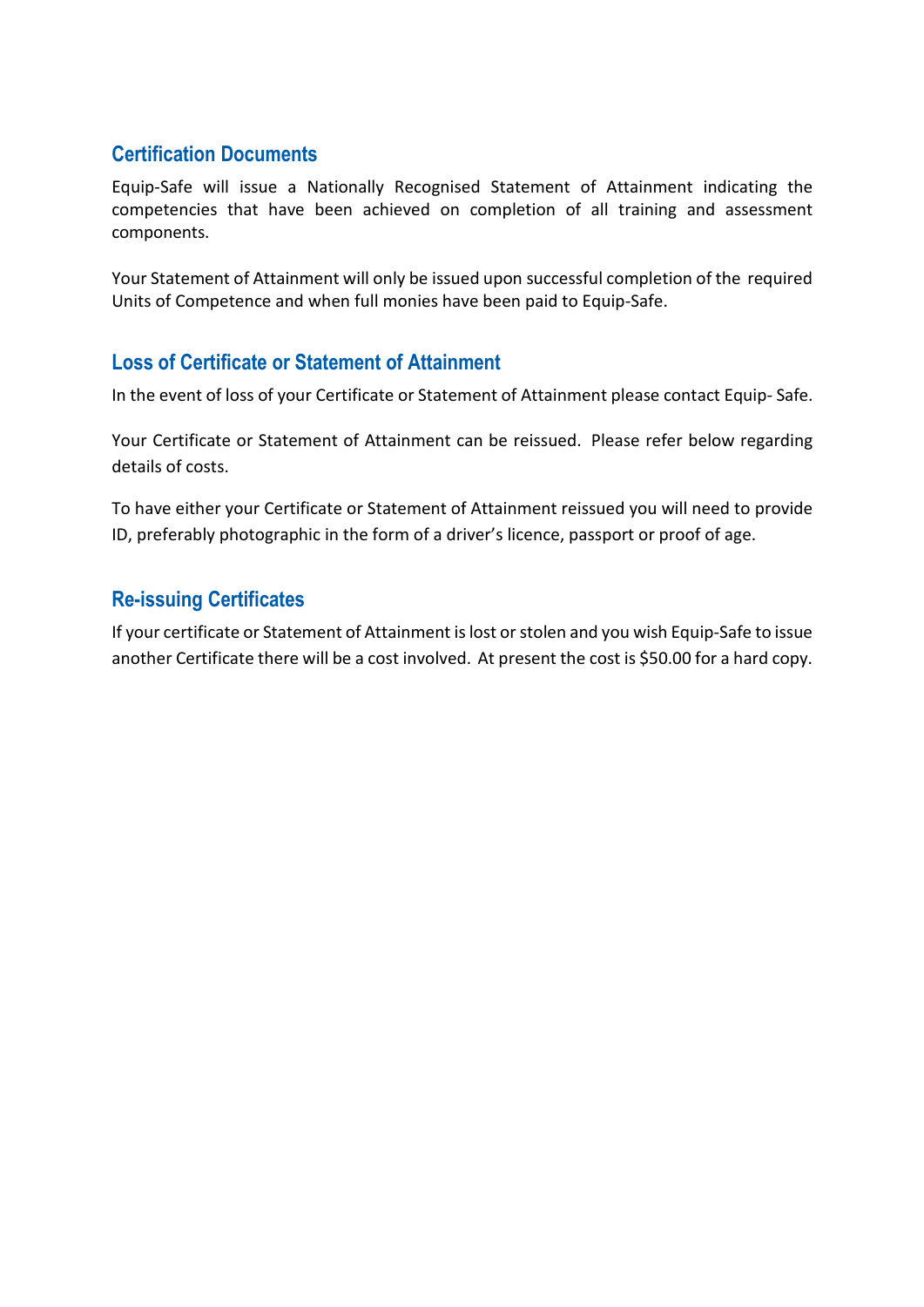## Certification Documents

Equip-Safe will issue a Nationally Recognised Statement of Attainment indicating the competencies that have been achieved on completion of all training and assessment components.

Your Statement of Attainment will only be issued upon successful completion of the required Units of Competence and when full monies have been paid to Equip-Safe.

## Loss of Certificate or Statement of Attainment

In the event of loss of your Certificate or Statement of Attainment please contact Equip- Safe.

Your Certificate or Statement of Attainment can be reissued. Please refer below regarding details of costs.

To have either your Certificate or Statement of Attainment reissued you will need to provide ID, preferably photographic in the form of a driver's licence, passport or proof of age.

## Re-issuing Certificates

If your certificate or Statement of Attainment is lost or stolen and you wish Equip-Safe to issue another Certificate there will be a cost involved. At present the cost is $50.00 for a hard copy.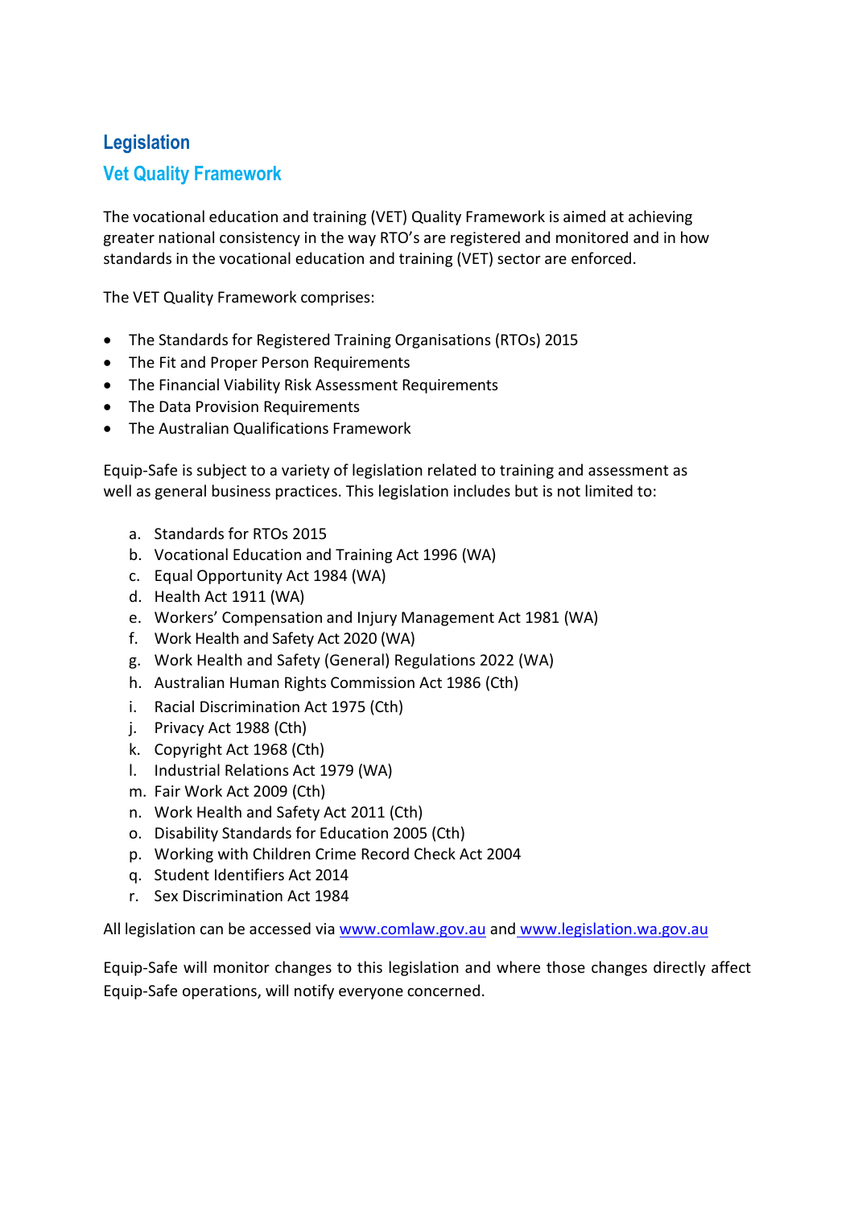## Legislation

### Vet Quality Framework

The vocational education and training (VET) Quality Framework is aimed at achieving greater national consistency in the way RTO's are registered and monitored and in how standards in the vocational education and training (VET) sector are enforced.

The VET Quality Framework comprises:

- The Standards for Registered Training Organisations (RTOs) 2015
- The Fit and Proper Person Requirements
- The Financial Viability Risk Assessment Requirements
- The Data Provision Requirements
- The Australian Qualifications Framework

Equip-Safe is subject to a variety of legislation related to training and assessment as well as general business practices. This legislation includes but is not limited to:

a. Standards for RTOs 2015
b. Vocational Education and Training Act 1996 (WA)
c. Equal Opportunity Act 1984 (WA)
d. Health Act 1911 (WA)
e. Workers' Compensation and Injury Management Act 1981 (WA)
f. Work Health and Safety Act 2020 (WA)
g. Work Health and Safety (General) Regulations 2022 (WA)
h. Australian Human Rights Commission Act 1986 (Cth)
i. Racial Discrimination Act 1975 (Cth)
j. Privacy Act 1988 (Cth)
k. Copyright Act 1968 (Cth)
l. Industrial Relations Act 1979 (WA)
m. Fair Work Act 2009 (Cth)
n. Work Health and Safety Act 2011 (Cth)
o. Disability Standards for Education 2005 (Cth)
p. Working with Children Crime Record Check Act 2004
q. Student Identifiers Act 2014
r. Sex Discrimination Act 1984

All legislation can be accessed via www.comlaw.gov.au and www.legislation.wa.gov.au

Equip-Safe will monitor changes to this legislation and where those changes directly affect Equip-Safe operations, will notify everyone concerned.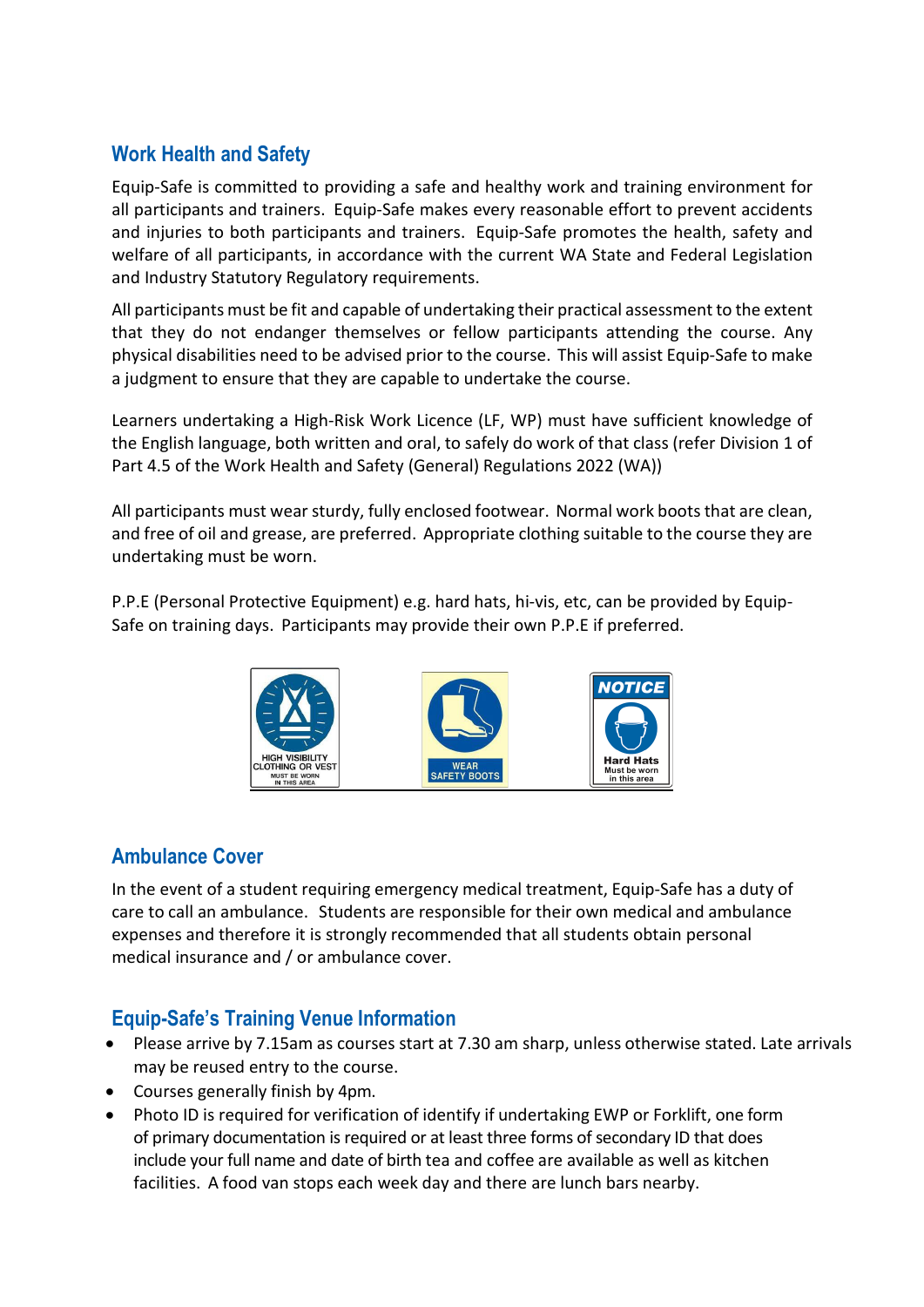## Work Health and Safety

Equip-Safe is committed to providing a safe and healthy work and training environment for all participants and trainers. Equip-Safe makes every reasonable effort to prevent accidents and injuries to both participants and trainers. Equip-Safe promotes the health, safety and welfare of all participants, in accordance with the current WA State and Federal Legislation and Industry Statutory Regulatory requirements.

All participants must be fit and capable of undertaking their practical assessment to the extent that they do not endanger themselves or fellow participants attending the course. Any physical disabilities need to be advised prior to the course. This will assist Equip-Safe to make a judgment to ensure that they are capable to undertake the course.

Learners undertaking a High-Risk Work Licence (LF, WP) must have sufficient knowledge of the English language, both written and oral, to safely do work of that class (refer Division 1 of Part 4.5 of the Work Health and Safety (General) Regulations 2022 (WA))

All participants must wear sturdy, fully enclosed footwear. Normal work boots that are clean, and free of oil and grease, are preferred. Appropriate clothing suitable to the course they are undertaking must be worn.

P.P.E (Personal Protective Equipment) e.g. hard hats, hi-vis, etc, can be provided by Equip-Safe on training days. Participants may provide their own P.P.E if preferred.

HIGH VISIBILITY CLOTHING OR VEST MUST BE WORN IN THIS AREA

WEAR SAFETY BOOTS

NOTICE Hard Hats Must be worn in this area

## Ambulance Cover

In the event of a student requiring emergency medical treatment, Equip-Safe has a duty of care to call an ambulance. Students are responsible for their own medical and ambulance expenses and therefore it is strongly recommended that all students obtain personal medical insurance and / or ambulance cover.

## Equip-Safe's Training Venue Information

- Please arrive by 7.15am as courses start at 7.30 am sharp, unless otherwise stated. Late arrivals may be reused entry to the course.
- Courses generally finish by 4pm.
- Photo ID is required for verification of identify if undertaking EWP or Forklift, one form of primary documentation is required or at least three forms of secondary ID that does include your full name and date of birth tea and coffee are available as well as kitchen facilities. A food van stops each week day and there are lunch bars nearby.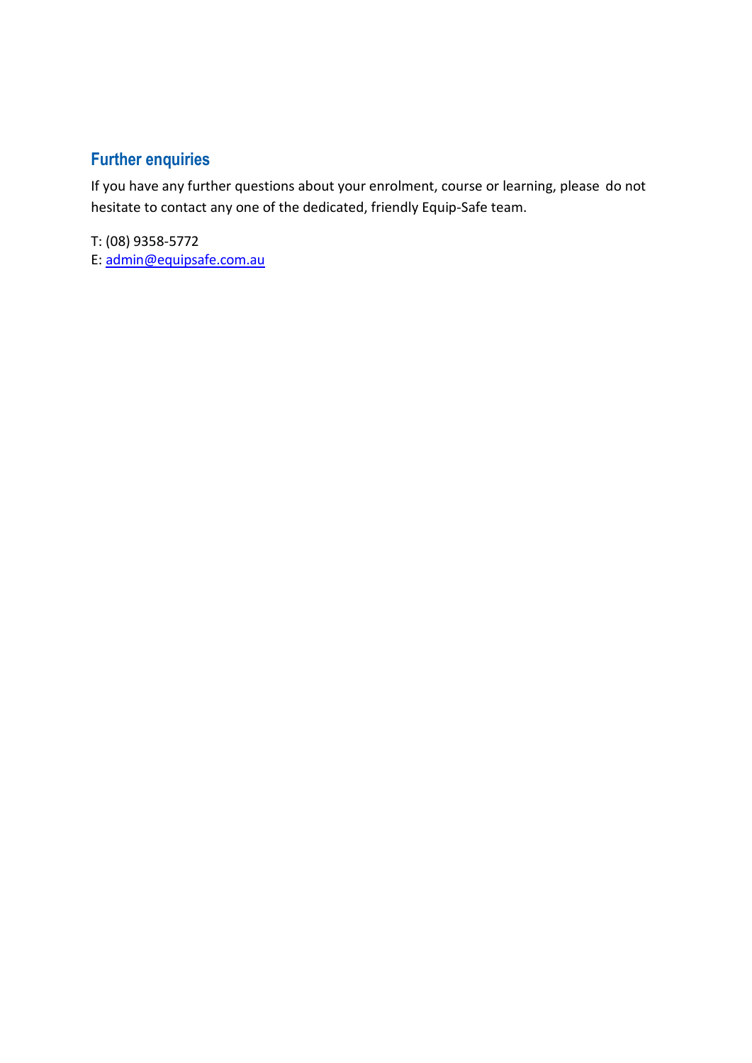## Further enquiries

If you have any further questions about your enrolment, course or learning, please do not hesitate to contact any one of the dedicated, friendly Equip-Safe team.

T: (08) 9358-5772
E: admin@equipsafe.com.au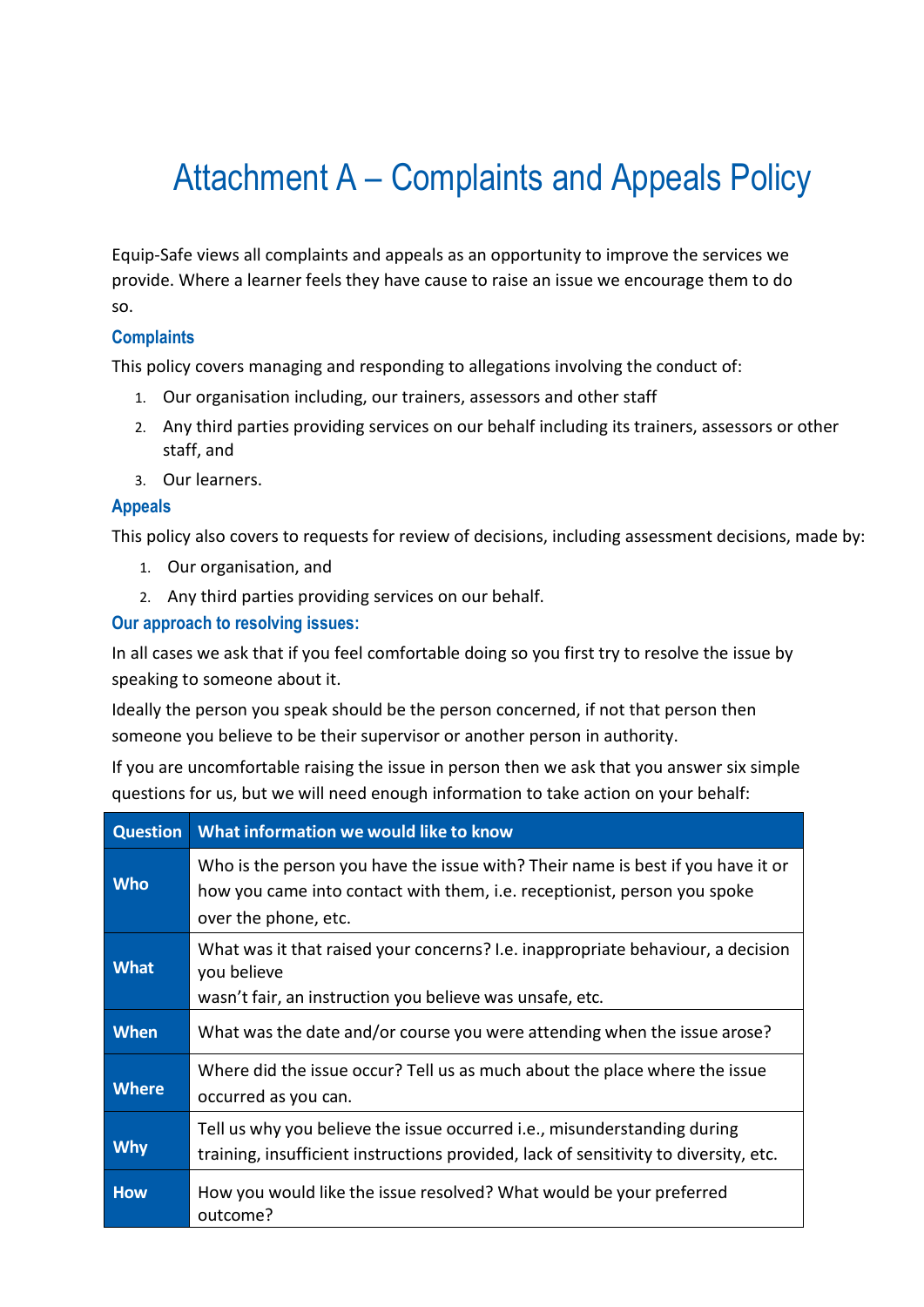# Attachment A – Complaints and Appeals Policy

Equip-Safe views all complaints and appeals as an opportunity to improve the services we provide. Where a learner feels they have cause to raise an issue we encourage them to do so.

### Complaints

This policy covers managing and responding to allegations involving the conduct of:

1. Our organisation including, our trainers, assessors and other staff
2. Any third parties providing services on our behalf including its trainers, assessors or other staff, and
3. Our learners.

### Appeals

This policy also covers to requests for review of decisions, including assessment decisions, made by:

1. Our organisation, and
2. Any third parties providing services on our behalf.

### Our approach to resolving issues:

In all cases we ask that if you feel comfortable doing so you first try to resolve the issue by speaking to someone about it.

Ideally the person you speak should be the person concerned, if not that person then someone you believe to be their supervisor or another person in authority.

If you are uncomfortable raising the issue in person then we ask that you answer six simple questions for us, but we will need enough information to take action on your behalf:

| Question | What information we would like to know |
|---|---|
| **Who** | Who is the person you have the issue with? Their name is best if you have it or how you came into contact with them, i.e. receptionist, person you spoke over the phone, etc. |
| **What** | What was it that raised your concerns? I.e. inappropriate behaviour, a decision you believe wasn't fair, an instruction you believe was unsafe, etc. |
| **When** | What was the date and/or course you were attending when the issue arose? |
| **Where** | Where did the issue occur? Tell us as much about the place where the issue occurred as you can. |
| **Why** | Tell us why you believe the issue occurred i.e., misunderstanding during training, insufficient instructions provided, lack of sensitivity to diversity, etc. |
| **How** | How you would like the issue resolved? What would be your preferred outcome? |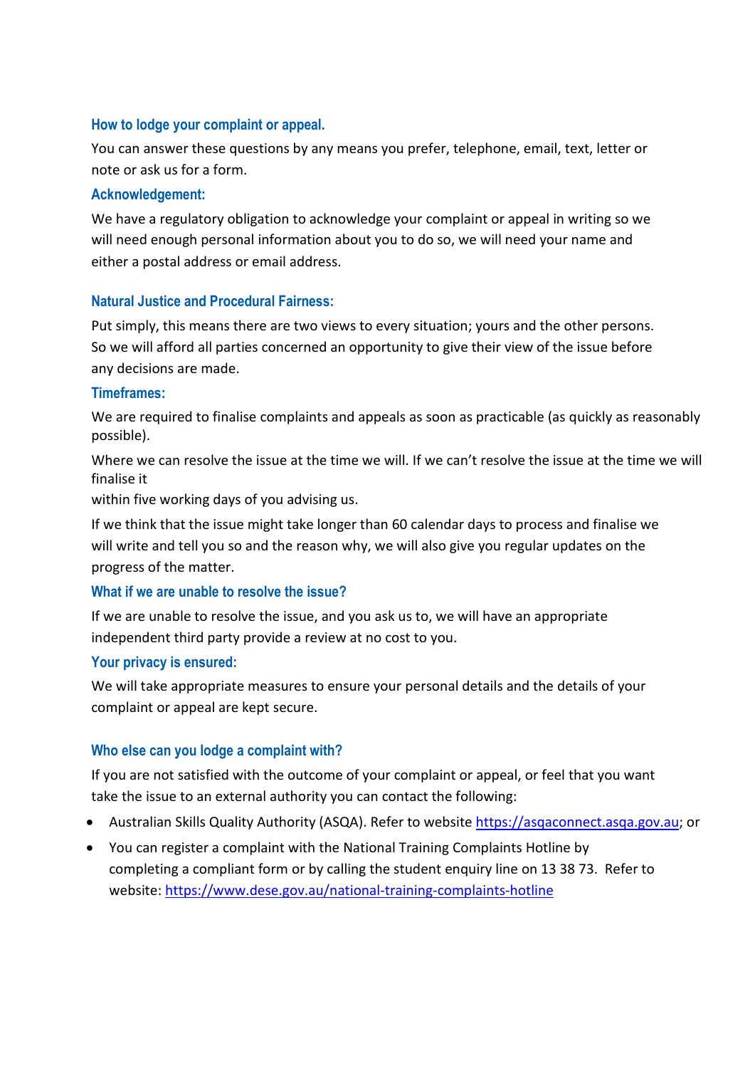### How to lodge your complaint or appeal.

You can answer these questions by any means you prefer, telephone, email, text, letter or note or ask us for a form.

### Acknowledgement:

We have a regulatory obligation to acknowledge your complaint or appeal in writing so we will need enough personal information about you to do so, we will need your name and either a postal address or email address.

### Natural Justice and Procedural Fairness:

Put simply, this means there are two views to every situation; yours and the other persons. So we will afford all parties concerned an opportunity to give their view of the issue before any decisions are made.

### Timeframes:

We are required to finalise complaints and appeals as soon as practicable (as quickly as reasonably possible).

Where we can resolve the issue at the time we will. If we can't resolve the issue at the time we will finalise it
within five working days of you advising us.

If we think that the issue might take longer than 60 calendar days to process and finalise we will write and tell you so and the reason why, we will also give you regular updates on the progress of the matter.

### What if we are unable to resolve the issue?

If we are unable to resolve the issue, and you ask us to, we will have an appropriate independent third party provide a review at no cost to you.

### Your privacy is ensured:

We will take appropriate measures to ensure your personal details and the details of your complaint or appeal are kept secure.

### Who else can you lodge a complaint with?

If you are not satisfied with the outcome of your complaint or appeal, or feel that you want take the issue to an external authority you can contact the following:

- Australian Skills Quality Authority (ASQA). Refer to website https://asqaconnect.asqa.gov.au; or
- You can register a complaint with the National Training Complaints Hotline by completing a compliant form or by calling the student enquiry line on 13 38 73. Refer to website: https://www.dese.gov.au/national-training-complaints-hotline